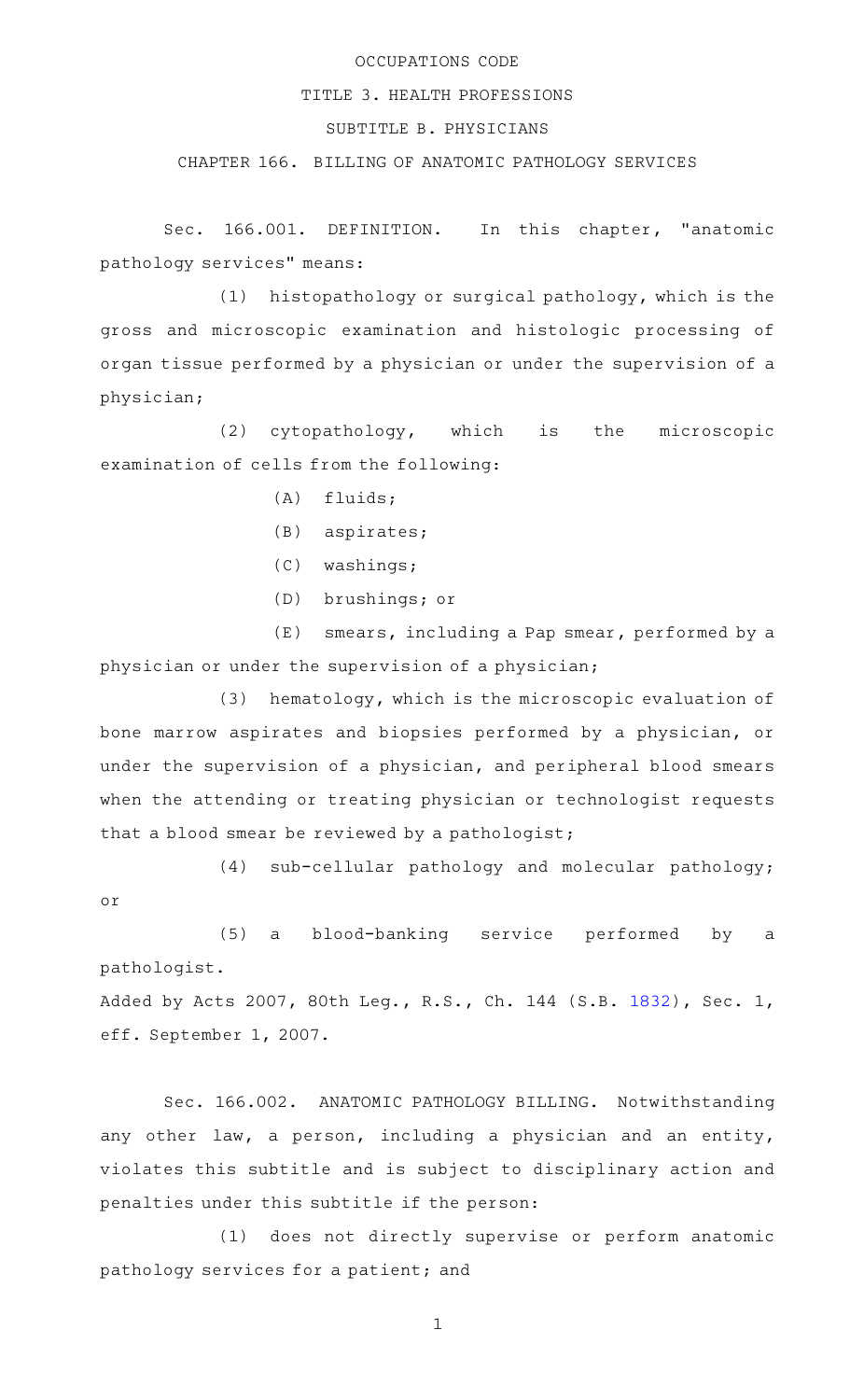OCCUPATIONS CODE

TITLE 3. HEALTH PROFESSIONS

SUBTITLE B. PHYSICIANS

CHAPTER 166. BILLING OF ANATOMIC PATHOLOGY SERVICES

Sec. 166.001. DEFINITION. In this chapter, "anatomic pathology services" means:

(1) histopathology or surgical pathology, which is the gross and microscopic examination and histologic processing of organ tissue performed by a physician or under the supervision of a physician;

(2) cytopathology, which is the microscopic examination of cells from the following:

(A) fluids;

(B) aspirates;

(C) washings;

(D) brushings; or

(E) smears, including a Pap smear, performed by a physician or under the supervision of a physician;

(3) hematology, which is the microscopic evaluation of bone marrow aspirates and biopsies performed by a physician, or under the supervision of a physician, and peripheral blood smears when the attending or treating physician or technologist requests that a blood smear be reviewed by a pathologist;

(4) sub-cellular pathology and molecular pathology; or

(5) a blood-banking service performed by a pathologist.

Added by Acts 2007, 80th Leg., R.S., Ch. 144 (S.B. 1832), Sec. 1, eff. September 1, 2007.

Sec. 166.002. ANATOMIC PATHOLOGY BILLING. Notwithstanding any other law, a person, including a physician and an entity, violates this subtitle and is subject to disciplinary action and penalties under this subtitle if the person:

(1) does not directly supervise or perform anatomic pathology services for a patient; and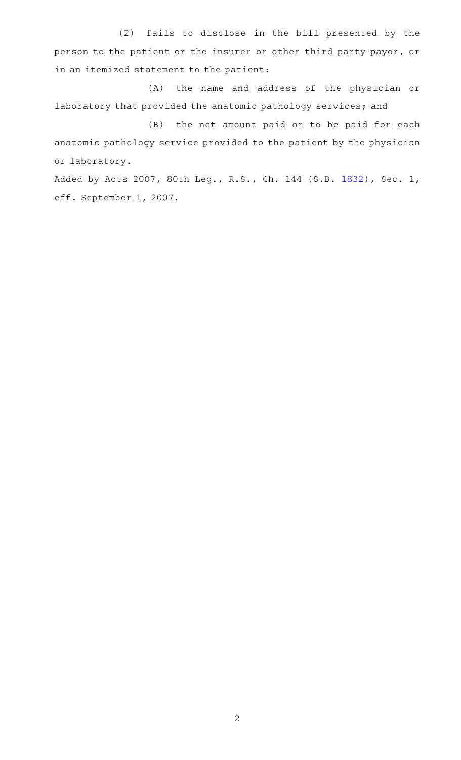(2) fails to disclose in the bill presented by the person to the patient or the insurer or other third party payor, or in an itemized statement to the patient:

(A) the name and address of the physician or laboratory that provided the anatomic pathology services; and

(B) the net amount paid or to be paid for each anatomic pathology service provided to the patient by the physician or laboratory.

Added by Acts 2007, 80th Leg., R.S., Ch. 144 (S.B. 1832), Sec. 1, eff. September 1, 2007.